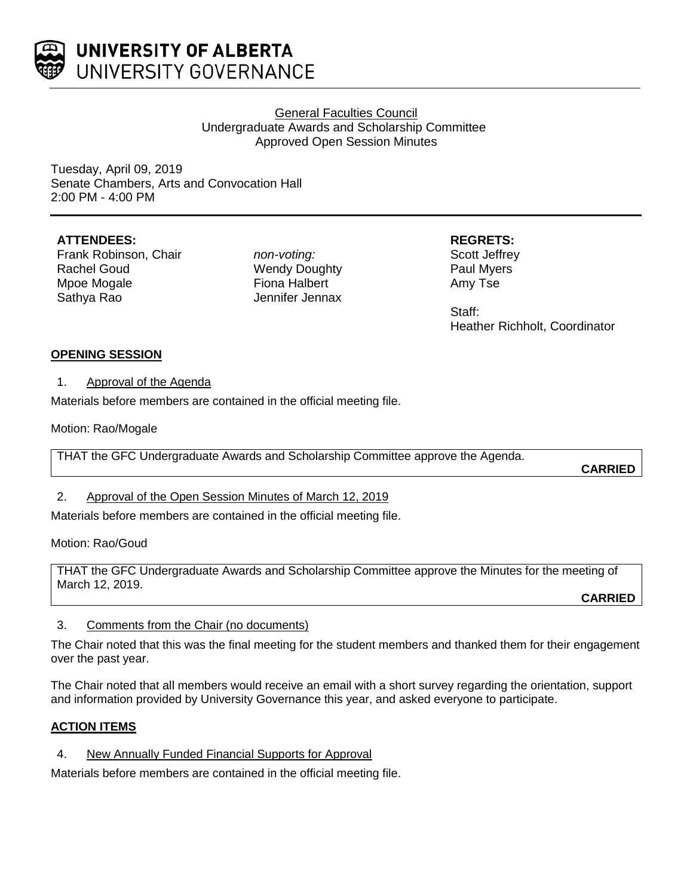**UNIVERSITY OF ALBERTA**
UNIVERSITY GOVERNANCE

General Faculties Council
Undergraduate Awards and Scholarship Committee
Approved Open Session Minutes

Tuesday, April 09, 2019
Senate Chambers, Arts and Convocation Hall
2:00 PM - 4:00 PM

**ATTENDEES:**
Frank Robinson, Chair
Rachel Goud
Mpoe Mogale
Sathya Rao

*non-voting:*
Wendy Doughty
Fiona Halbert
Jennifer Jennax

**REGRETS:**
Scott Jeffrey
Paul Myers
Amy Tse

Staff:
Heather Richholt, Coordinator

## OPENING SESSION

1. Approval of the Agenda

Materials before members are contained in the official meeting file.

Motion: Rao/Mogale

THAT the GFC Undergraduate Awards and Scholarship Committee approve the Agenda.

**CARRIED**

2. Approval of the Open Session Minutes of March 12, 2019

Materials before members are contained in the official meeting file.

Motion: Rao/Goud

THAT the GFC Undergraduate Awards and Scholarship Committee approve the Minutes for the meeting of March 12, 2019.

**CARRIED**

3. Comments from the Chair (no documents)

The Chair noted that this was the final meeting for the student members and thanked them for their engagement over the past year.

The Chair noted that all members would receive an email with a short survey regarding the orientation, support and information provided by University Governance this year, and asked everyone to participate.

## ACTION ITEMS

4. New Annually Funded Financial Supports for Approval

Materials before members are contained in the official meeting file.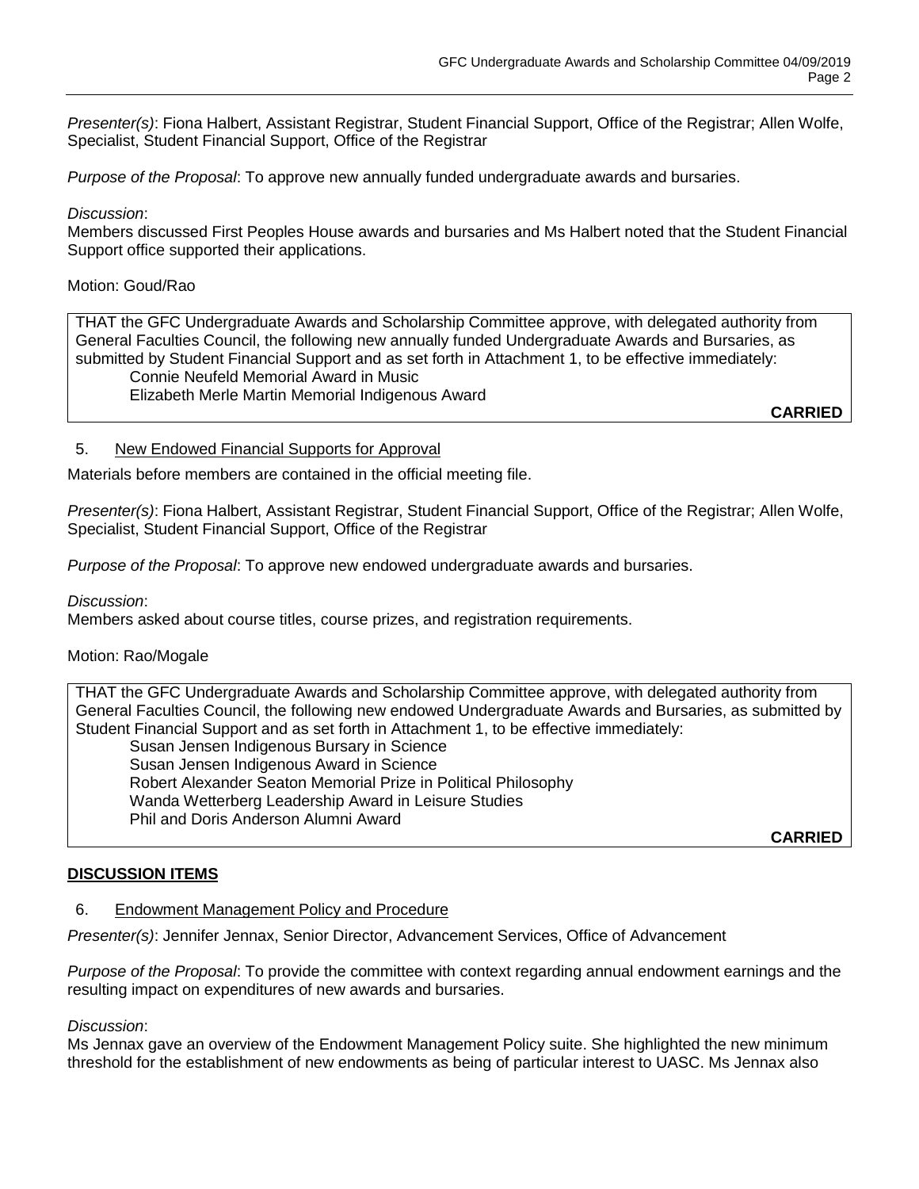*Presenter(s)*: Fiona Halbert, Assistant Registrar, Student Financial Support, Office of the Registrar; Allen Wolfe, Specialist, Student Financial Support, Office of the Registrar

*Purpose of the Proposal*: To approve new annually funded undergraduate awards and bursaries.

*Discussion*:
Members discussed First Peoples House awards and bursaries and Ms Halbert noted that the Student Financial Support office supported their applications.

Motion: Goud/Rao

THAT the GFC Undergraduate Awards and Scholarship Committee approve, with delegated authority from General Faculties Council, the following new annually funded Undergraduate Awards and Bursaries, as submitted by Student Financial Support and as set forth in Attachment 1, to be effective immediately:

Connie Neufeld Memorial Award in Music
Elizabeth Merle Martin Memorial Indigenous Award

**CARRIED**

5. New Endowed Financial Supports for Approval

Materials before members are contained in the official meeting file.

*Presenter(s)*: Fiona Halbert, Assistant Registrar, Student Financial Support, Office of the Registrar; Allen Wolfe, Specialist, Student Financial Support, Office of the Registrar

*Purpose of the Proposal*: To approve new endowed undergraduate awards and bursaries.

*Discussion*:
Members asked about course titles, course prizes, and registration requirements.

Motion: Rao/Mogale

THAT the GFC Undergraduate Awards and Scholarship Committee approve, with delegated authority from General Faculties Council, the following new endowed Undergraduate Awards and Bursaries, as submitted by Student Financial Support and as set forth in Attachment 1, to be effective immediately:

Susan Jensen Indigenous Bursary in Science
Susan Jensen Indigenous Award in Science
Robert Alexander Seaton Memorial Prize in Political Philosophy
Wanda Wetterberg Leadership Award in Leisure Studies
Phil and Doris Anderson Alumni Award

**CARRIED**

## DISCUSSION ITEMS

6. Endowment Management Policy and Procedure

*Presenter(s)*: Jennifer Jennax, Senior Director, Advancement Services, Office of Advancement

*Purpose of the Proposal*: To provide the committee with context regarding annual endowment earnings and the resulting impact on expenditures of new awards and bursaries.

*Discussion*:
Ms Jennax gave an overview of the Endowment Management Policy suite. She highlighted the new minimum threshold for the establishment of new endowments as being of particular interest to UASC. Ms Jennax also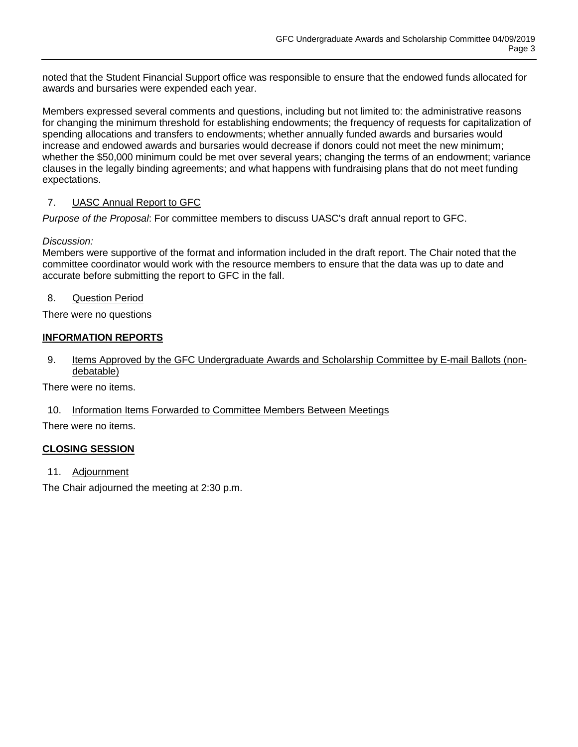noted that the Student Financial Support office was responsible to ensure that the endowed funds allocated for awards and bursaries were expended each year.

Members expressed several comments and questions, including but not limited to: the administrative reasons for changing the minimum threshold for establishing endowments; the frequency of requests for capitalization of spending allocations and transfers to endowments; whether annually funded awards and bursaries would increase and endowed awards and bursaries would decrease if donors could not meet the new minimum; whether the $50,000 minimum could be met over several years; changing the terms of an endowment; variance clauses in the legally binding agreements; and what happens with fundraising plans that do not meet funding expectations.

7. UASC Annual Report to GFC

*Purpose of the Proposal*: For committee members to discuss UASC's draft annual report to GFC.

*Discussion:*
Members were supportive of the format and information included in the draft report. The Chair noted that the committee coordinator would work with the resource members to ensure that the data was up to date and accurate before submitting the report to GFC in the fall.

8. Question Period

There were no questions

**INFORMATION REPORTS**

9. Items Approved by the GFC Undergraduate Awards and Scholarship Committee by E-mail Ballots (non-debatable)

There were no items.

10. Information Items Forwarded to Committee Members Between Meetings

There were no items.

**CLOSING SESSION**

11. Adjournment

The Chair adjourned the meeting at 2:30 p.m.